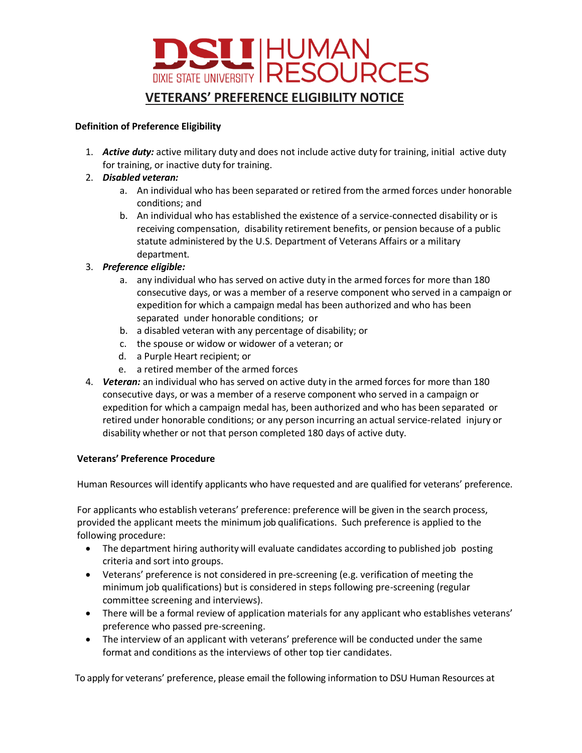# DSU | HUMAN RESOURCES

DIXIE STATE UNIVERSITY

## VETERANS' PREFERENCE ELIGIBILITY NOTICE

**Definition of Preference Eligibility**

1. ***Active duty:*** active military duty and does not include active duty for training, initial active duty for training, or inactive duty for training.
2. ***Disabled veteran:***
   a. An individual who has been separated or retired from the armed forces under honorable conditions; and
   b. An individual who has established the existence of a service-connected disability or is receiving compensation, disability retirement benefits, or pension because of a public statute administered by the U.S. Department of Veterans Affairs or a military department.
3. ***Preference eligible:***
   a. any individual who has served on active duty in the armed forces for more than 180 consecutive days, or was a member of a reserve component who served in a campaign or expedition for which a campaign medal has been authorized and who has been separated under honorable conditions; or
   b. a disabled veteran with any percentage of disability; or
   c. the spouse or widow or widower of a veteran; or
   d. a Purple Heart recipient; or
   e. a retired member of the armed forces
4. ***Veteran:*** an individual who has served on active duty in the armed forces for more than 180 consecutive days, or was a member of a reserve component who served in a campaign or expedition for which a campaign medal has, been authorized and who has been separated or retired under honorable conditions; or any person incurring an actual service-related injury or disability whether or not that person completed 180 days of active duty.

**Veterans' Preference Procedure**

Human Resources will identify applicants who have requested and are qualified for veterans' preference.

For applicants who establish veterans' preference: preference will be given in the search process, provided the applicant meets the minimum job qualifications. Such preference is applied to the following procedure:

- The department hiring authority will evaluate candidates according to published job posting criteria and sort into groups.
- Veterans' preference is not considered in pre-screening (e.g. verification of meeting the minimum job qualifications) but is considered in steps following pre-screening (regular committee screening and interviews).
- There will be a formal review of application materials for any applicant who establishes veterans' preference who passed pre-screening.
- The interview of an applicant with veterans' preference will be conducted under the same format and conditions as the interviews of other top tier candidates.

To apply for veterans' preference, please email the following information to DSU Human Resources at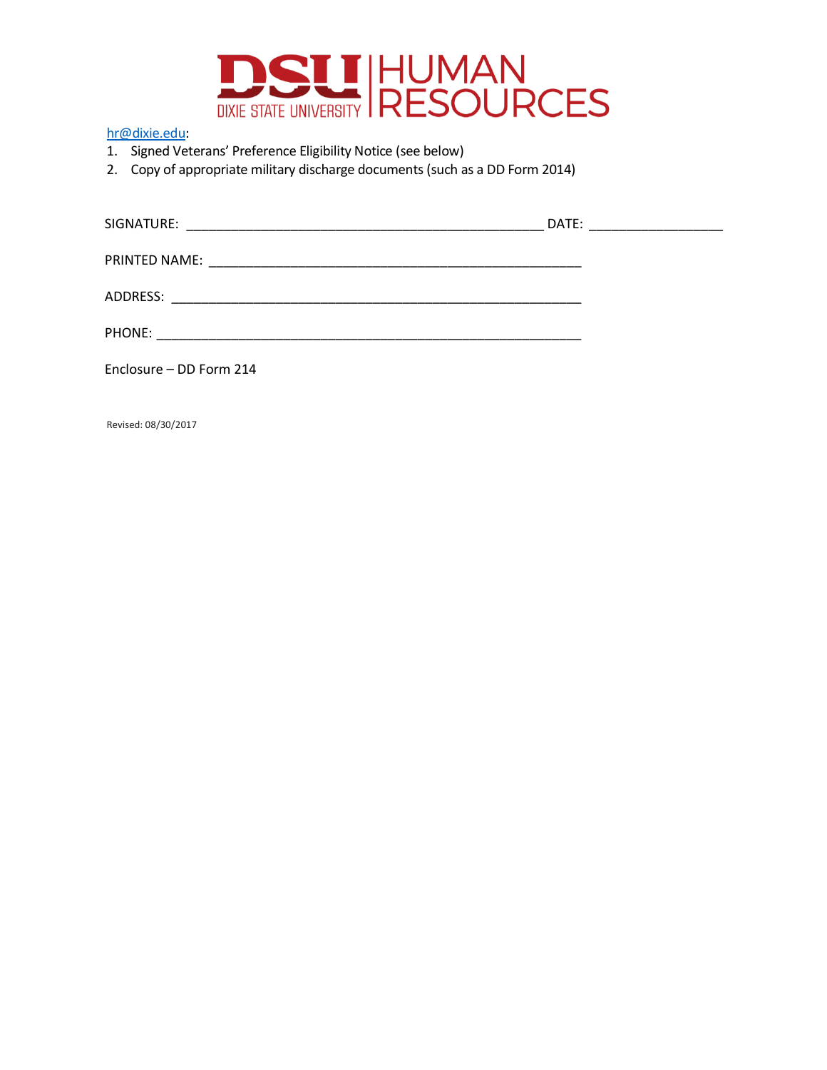# DSU | HUMAN RESOURCES

DIXIE STATE UNIVERSITY

hr@dixie.edu:

1. Signed Veterans' Preference Eligibility Notice (see below)
2. Copy of appropriate military discharge documents (such as a DD Form 2014)

SIGNATURE: ______________________________________________ DATE: _________________

PRINTED NAME: ______________________________________________

ADDRESS: ______________________________________________

PHONE: ______________________________________________

Enclosure – DD Form 214

Revised: 08/30/2017